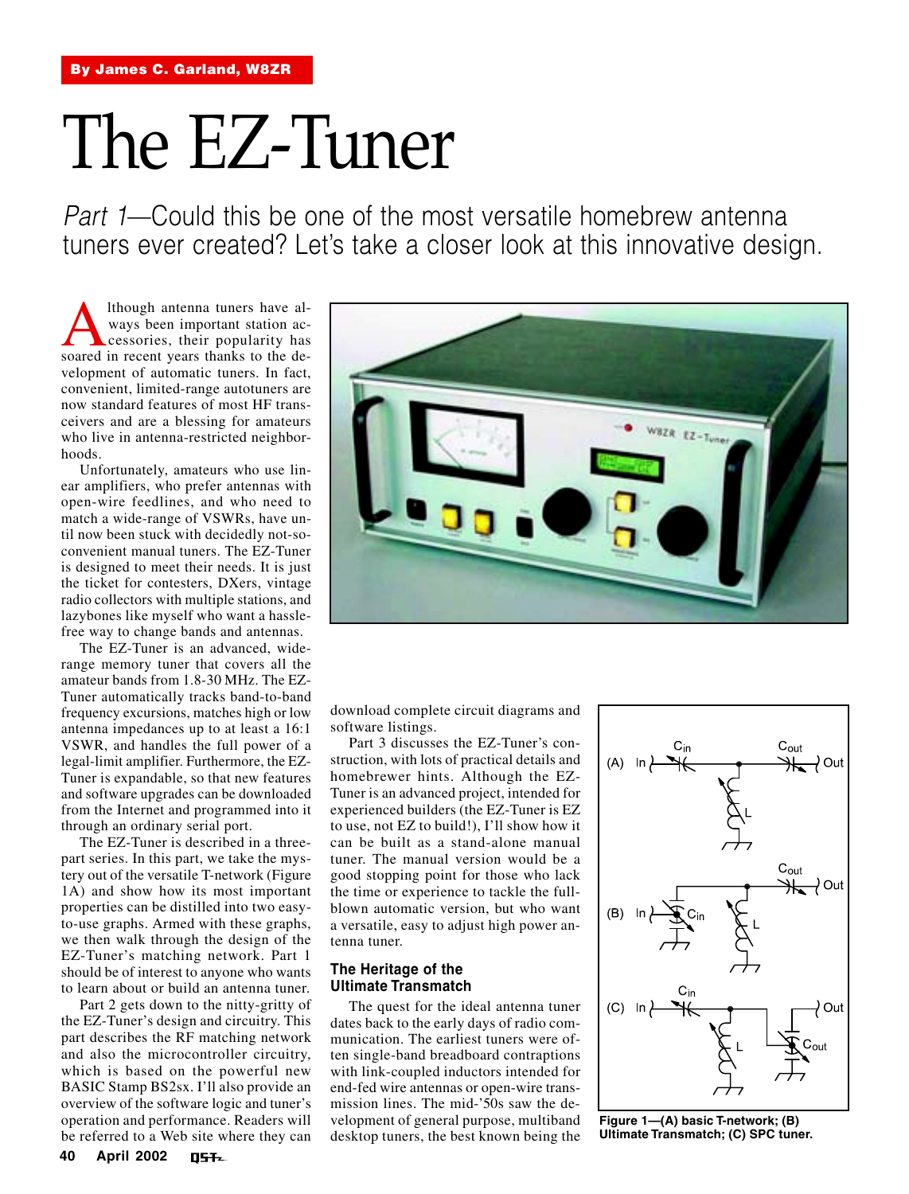By James C. Garland, W8ZR

# The EZ-Tuner

*Part 1*—Could this be one of the most versatile homebrew antenna tuners ever created? Let's take a closer look at this innovative design.

Although antenna tuners have always been important station accessories, their popularity has soared in recent years thanks to the development of automatic tuners. In fact, convenient, limited-range autotuners are now standard features of most HF transceivers and are a blessing for amateurs who live in antenna-restricted neighborhoods.

Unfortunately, amateurs who use linear amplifiers, who prefer antennas with open-wire feedlines, and who need to match a wide-range of VSWRs, have until now been stuck with decidedly not-so-convenient manual tuners. The EZ-Tuner is designed to meet their needs. It is just the ticket for contesters, DXers, vintage radio collectors with multiple stations, and lazybones like myself who want a hassle-free way to change bands and antennas.

The EZ-Tuner is an advanced, wide-range memory tuner that covers all the amateur bands from 1.8-30 MHz. The EZ-Tuner automatically tracks band-to-band frequency excursions, matches high or low antenna impedances up to at least a 16:1 VSWR, and handles the full power of a legal-limit amplifier. Furthermore, the EZ-Tuner is expandable, so that new features and software upgrades can be downloaded from the Internet and programmed into it through an ordinary serial port.

The EZ-Tuner is described in a three-part series. In this part, we take the mystery out of the versatile T-network (Figure 1A) and show how its most important properties can be distilled into two easy-to-use graphs. Armed with these graphs, we then walk through the design of the EZ-Tuner's matching network. Part 1 should be of interest to anyone who wants to learn about or build an antenna tuner.

Part 2 gets down to the nitty-gritty of the EZ-Tuner's design and circuitry. This part describes the RF matching network and also the microcontroller circuitry, which is based on the powerful new BASIC Stamp BS2sx. I'll also provide an overview of the software logic and tuner's operation and performance. Readers will be referred to a Web site where they can download complete circuit diagrams and software listings.

Part 3 discusses the EZ-Tuner's construction, with lots of practical details and homebrewer hints. Although the EZ-Tuner is an advanced project, intended for experienced builders (the EZ-Tuner is EZ to use, not EZ to build!), I'll show how it can be built as a stand-alone manual tuner. The manual version would be a good stopping point for those who lack the time or experience to tackle the full-blown automatic version, but who want a versatile, easy to adjust high power antenna tuner.

## The Heritage of the Ultimate Transmatch

The quest for the ideal antenna tuner dates back to the early days of radio communication. The earliest tuners were often single-band breadboard contraptions with link-coupled inductors intended for end-fed wire antennas or open-wire transmission lines. The mid-'50s saw the development of general purpose, multiband desktop tuners, the best known being the

**Figure 1—(A) basic T-network; (B) Ultimate Transmatch; (C) SPC tuner.**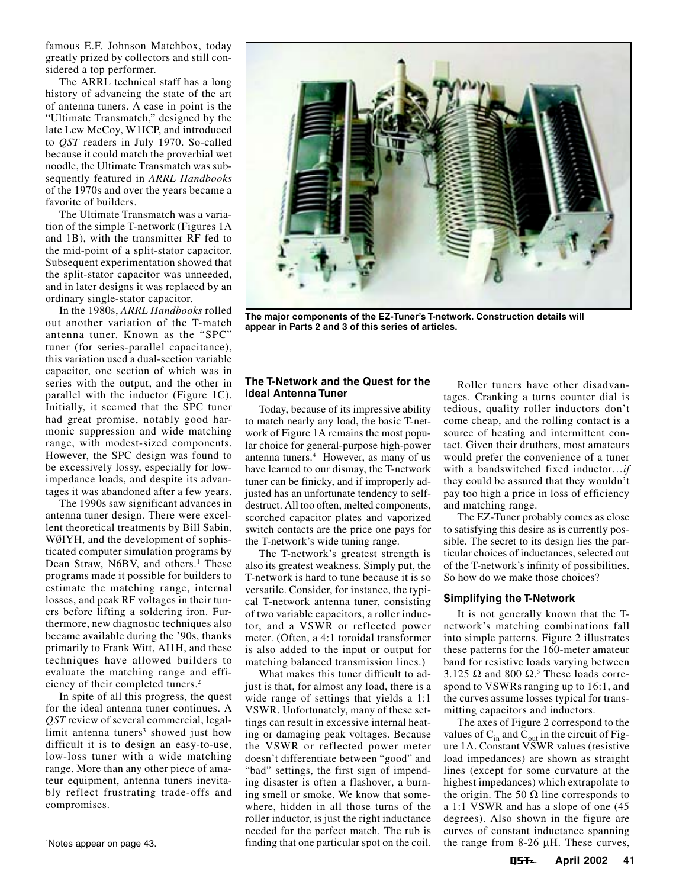famous E.F. Johnson Matchbox, today greatly prized by collectors and still considered a top performer.

The ARRL technical staff has a long history of advancing the state of the art of antenna tuners. A case in point is the "Ultimate Transmatch," designed by the late Lew McCoy, W1ICP, and introduced to *QST* readers in July 1970. So-called because it could match the proverbial wet noodle, the Ultimate Transmatch was subsequently featured in *ARRL Handbooks* of the 1970s and over the years became a favorite of builders.

The Ultimate Transmatch was a variation of the simple T-network (Figures 1A and 1B), with the transmitter RF fed to the mid-point of a split-stator capacitor. Subsequent experimentation showed that the split-stator capacitor was unneeded, and in later designs it was replaced by an ordinary single-stator capacitor.

In the 1980s, *ARRL Handbooks* rolled out another variation of the T-match antenna tuner. Known as the "SPC" tuner (for series-parallel capacitance), this variation used a dual-section variable capacitor, one section of which was in series with the output, and the other in parallel with the inductor (Figure 1C). Initially, it seemed that the SPC tuner had great promise, notably good harmonic suppression and wide matching range, with modest-sized components. However, the SPC design was found to be excessively lossy, especially for low-impedance loads, and despite its advantages it was abandoned after a few years.

The 1990s saw significant advances in antenna tuner design. There were excellent theoretical treatments by Bill Sabin, WØIYH, and the development of sophisticated computer simulation programs by Dean Straw, N6BV, and others.[1] These programs made it possible for builders to estimate the matching range, internal losses, and peak RF voltages in their tuners before lifting a soldering iron. Furthermore, new diagnostic techniques also became available during the '90s, thanks primarily to Frank Witt, AI1H, and these techniques have allowed builders to evaluate the matching range and efficiency of their completed tuners.[2]

In spite of all this progress, the quest for the ideal antenna tuner continues. A *QST* review of several commercial, legal-limit antenna tuners[3] showed just how difficult it is to design an easy-to-use, low-loss tuner with a wide matching range. More than any other piece of amateur equipment, antenna tuners inevitably reflect frustrating trade-offs and compromises.

[1]Notes appear on page 43.

**The major components of the EZ-Tuner's T-network. Construction details will appear in Parts 2 and 3 of this series of articles.**

### The T-Network and the Quest for the Ideal Antenna Tuner

Today, because of its impressive ability to match nearly any load, the basic T-network of Figure 1A remains the most popular choice for general-purpose high-power antenna tuners.[4] However, as many of us have learned to our dismay, the T-network tuner can be finicky, and if improperly adjusted has an unfortunate tendency to self-destruct. All too often, melted components, scorched capacitor plates and vaporized switch contacts are the price one pays for the T-network's wide tuning range.

The T-network's greatest strength is also its greatest weakness. Simply put, the T-network is hard to tune because it is so versatile. Consider, for instance, the typical T-network antenna tuner, consisting of two variable capacitors, a roller inductor, and a VSWR or reflected power meter. (Often, a 4:1 toroidal transformer is also added to the input or output for matching balanced transmission lines.)

What makes this tuner difficult to adjust is that, for almost any load, there is a wide range of settings that yields a 1:1 VSWR. Unfortunately, many of these settings can result in excessive internal heating or damaging peak voltages. Because the VSWR or reflected power meter doesn't differentiate between "good" and "bad" settings, the first sign of impending disaster is often a flashover, a burning smell or smoke. We know that somewhere, hidden in all those turns of the roller inductor, is just the right inductance needed for the perfect match. The rub is finding that one particular spot on the coil.

Roller tuners have other disadvantages. Cranking a turns counter dial is tedious, quality roller inductors don't come cheap, and the rolling contact is a source of heating and intermittent contact. Given their druthers, most amateurs would prefer the convenience of a tuner with a bandswitched fixed inductor…*if* they could be assured that they wouldn't pay too high a price in loss of efficiency and matching range.

The EZ-Tuner probably comes as close to satisfying this desire as is currently possible. The secret to its design lies the particular choices of inductances, selected out of the T-network's infinity of possibilities. So how do we make those choices?

### Simplifying the T-Network

It is not generally known that the T-network's matching combinations fall into simple patterns. Figure 2 illustrates these patterns for the 160-meter amateur band for resistive loads varying between 3.125 Ω and 800 Ω.[5] These loads correspond to VSWRs ranging up to 16:1, and the curves assume losses typical for transmitting capacitors and inductors.

The axes of Figure 2 correspond to the values of $C_{in}$ and $C_{out}$ in the circuit of Figure 1A. Constant VSWR values (resistive load impedances) are shown as straight lines (except for some curvature at the highest impedances) which extrapolate to the origin. The 50 Ω line corresponds to a 1:1 VSWR and has a slope of one (45 degrees). Also shown in the figure are curves of constant inductance spanning the range from 8-26 µH. These curves,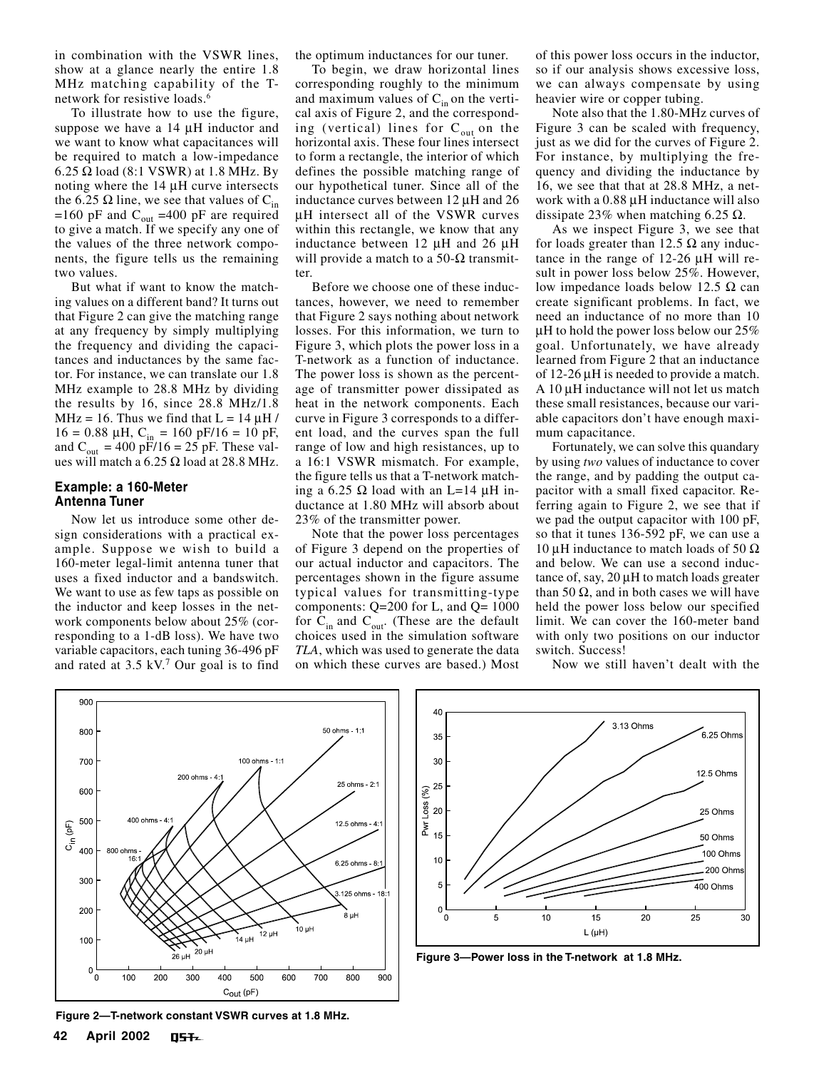in combination with the VSWR lines, show at a glance nearly the entire 1.8 MHz matching capability of the T-network for resistive loads.[6]

To illustrate how to use the figure, suppose we have a 14 µH inductor and we want to know what capacitances will be required to match a low-impedance 6.25 Ω load (8:1 VSWR) at 1.8 MHz. By noting where the 14 µH curve intersects the 6.25 Ω line, we see that values of $C_{in}$ =160 pF and $C_{out}$ =400 pF are required to give a match. If we specify any one of the values of the three network components, the figure tells us the remaining two values.

But what if want to know the matching values on a different band? It turns out that Figure 2 can give the matching range at any frequency by simply multiplying the frequency and dividing the capacitances and inductances by the same factor. For instance, we can translate our 1.8 MHz example to 28.8 MHz by dividing the results by 16, since 28.8 MHz/1.8 MHz = 16. Thus we find that L = 14 µH / 16 = 0.88 µH, $C_{in}$ = 160 pF/16 = 10 pF, and $C_{out}$ = 400 pF/16 = 25 pF. These values will match a 6.25 Ω load at 28.8 MHz.

## Example: a 160-Meter Antenna Tuner

Now let us introduce some other design considerations with a practical example. Suppose we wish to build a 160-meter legal-limit antenna tuner that uses a fixed inductor and a bandswitch. We want to use as few taps as possible on the inductor and keep losses in the network components below about 25% (corresponding to a 1-dB loss). We have two variable capacitors, each tuning 36-496 pF and rated at 3.5 kV.[7] Our goal is to find the optimum inductances for our tuner.

To begin, we draw horizontal lines corresponding roughly to the minimum and maximum values of $C_{in}$ on the vertical axis of Figure 2, and the corresponding (vertical) lines for $C_{out}$ on the horizontal axis. These four lines intersect to form a rectangle, the interior of which defines the possible matching range of our hypothetical tuner. Since all of the inductance curves between 12 µH and 26 µH intersect all of the VSWR curves within this rectangle, we know that any inductance between 12 µH and 26 µH will provide a match to a 50-Ω transmitter.

Before we choose one of these inductances, however, we need to remember that Figure 2 says nothing about network losses. For this information, we turn to Figure 3, which plots the power loss in a T-network as a function of inductance. The power loss is shown as the percentage of transmitter power dissipated as heat in the network components. Each curve in Figure 3 corresponds to a different load, and the curves span the full range of low and high resistances, up to a 16:1 VSWR mismatch. For example, the figure tells us that a T-network matching a 6.25 Ω load with an L=14 µH inductance at 1.80 MHz will absorb about 23% of the transmitter power.

Note that the power loss percentages of Figure 3 depend on the properties of our actual inductor and capacitors. The percentages shown in the figure assume typical values for transmitting-type components: Q=200 for L, and Q= 1000 for $C_{in}$ and $C_{out}$. (These are the default choices used in the simulation software *TLA*, which was used to generate the data on which these curves are based.) Most of this power loss occurs in the inductor, so if our analysis shows excessive loss, we can always compensate by using heavier wire or copper tubing.

Note also that the 1.80-MHz curves of Figure 3 can be scaled with frequency, just as we did for the curves of Figure 2. For instance, by multiplying the frequency and dividing the inductance by 16, we see that that at 28.8 MHz, a network with a 0.88 µH inductance will also dissipate 23% when matching 6.25 Ω.

As we inspect Figure 3, we see that for loads greater than 12.5 Ω any inductance in the range of 12-26 µH will result in power loss below 25%. However, low impedance loads below 12.5 Ω can create significant problems. In fact, we need an inductance of no more than 10 µH to hold the power loss below our 25% goal. Unfortunately, we have already learned from Figure 2 that an inductance of 12-26 µH is needed to provide a match. A 10 µH inductance will not let us match these small resistances, because our variable capacitors don't have enough maximum capacitance.

Fortunately, we can solve this quandary by using *two* values of inductance to cover the range, and by padding the output capacitor with a small fixed capacitor. Referring again to Figure 2, we see that if we pad the output capacitor with 100 pF, so that it tunes 136-592 pF, we can use a 10 µH inductance to match loads of 50 Ω and below. We can use a second inductance of, say, 20 µH to match loads greater than 50 Ω, and in both cases we will have held the power loss below our specified limit. We can cover the 160-meter band with only two positions on our inductor switch. Success!

Now we still haven't dealt with the

**Figure 2—T-network constant VSWR curves at 1.8 MHz.**

**Figure 3—Power loss in the T-network at 1.8 MHz.**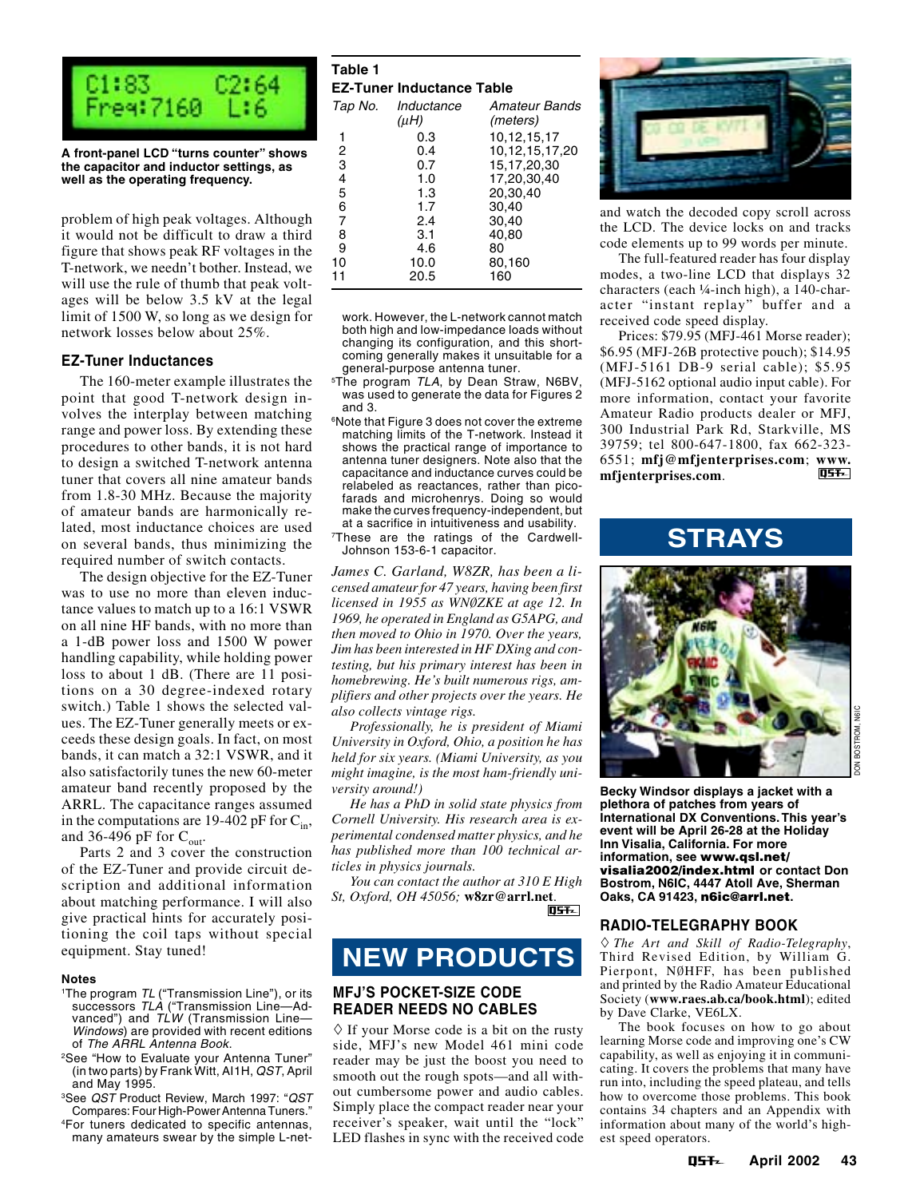A front-panel LCD "turns counter" shows the capacitor and inductor settings, as well as the operating frequency.

problem of high peak voltages. Although it would not be difficult to draw a third figure that shows peak RF voltages in the T-network, we needn't bother. Instead, we will use the rule of thumb that peak voltages will be below 3.5 kV at the legal limit of 1500 W, so long as we design for network losses below about 25%.

### EZ-Tuner Inductances

The 160-meter example illustrates the point that good T-network design involves the interplay between matching range and power loss. By extending these procedures to other bands, it is not hard to design a switched T-network antenna tuner that covers all nine amateur bands from 1.8-30 MHz. Because the majority of amateur bands are harmonically related, most inductance choices are used on several bands, thus minimizing the required number of switch contacts.

The design objective for the EZ-Tuner was to use no more than eleven inductance values to match up to a 16:1 VSWR on all nine HF bands, with no more than a 1-dB power loss and 1500 W power handling capability, while holding power loss to about 1 dB. (There are 11 positions on a 30 degree-indexed rotary switch.) Table 1 shows the selected values. The EZ-Tuner generally meets or exceeds these design goals. In fact, on most bands, it can match a 32:1 VSWR, and it also satisfactorily tunes the new 60-meter amateur band recently proposed by the ARRL. The capacitance ranges assumed in the computations are 19-402 pF for $C_{in}$, and 36-496 pF for $C_{out}$.

Parts 2 and 3 cover the construction of the EZ-Tuner and provide circuit description and additional information about matching performance. I will also give practical hints for accurately positioning the coil taps without special equipment. Stay tuned!

**Table 1**
**EZ-Tuner Inductance Table**

| *Tap No.* | *Inductance (µH)* | *Amateur Bands (meters)* |
|---|---|---|
| 1 | 0.3 | 10,12,15,17 |
| 2 | 0.4 | 10,12,15,17,20 |
| 3 | 0.7 | 15,17,20,30 |
| 4 | 1.0 | 17,20,30,40 |
| 5 | 1.3 | 20,30,40 |
| 6 | 1.7 | 30,40 |
| 7 | 2.4 | 30,40 |
| 8 | 3.1 | 40,80 |
| 9 | 4.6 | 80 |
| 10 | 10.0 | 80,160 |
| 11 | 20.5 | 160 |

#### Notes

[1]The program *TL* ("Transmission Line"), or its successors *TLA* ("Transmission Line—Advanced") and *TLW* (Transmission Line—*Windows*) are provided with recent editions of *The ARRL Antenna Book*.

[2]See "How to Evaluate your Antenna Tuner" (in two parts) by Frank Witt, AI1H, *QST*, April and May 1995.

[3]*QST* Product Review, March 1997: "*QST* Compares: Four High-Power Antenna Tuners."

[4]For tuners dedicated to specific antennas, many amateurs swear by the simple L-network. However, the L-network cannot match both high and low-impedance loads without changing its configuration, and this shortcoming generally makes it unsuitable for a general-purpose antenna tuner.

[5]The program *TLA*, by Dean Straw, N6BV, was used to generate the data for Figures 2 and 3.

[6]Note that Figure 3 does not cover the extreme matching limits of the T-network. Instead it shows the practical range of importance to antenna tuner designers. Note also that the capacitance and inductance curves could be relabeled as reactances, rather than picofarads and microhenrys. Doing so would make the curves frequency-independent, but at a sacrifice in intuitiveness and usability.

[7]These are the ratings of the Cardwell-Johnson 153-6-1 capacitor.

*James C. Garland, W8ZR, has been a licensed amateur for 47 years, having been first licensed in 1955 as WNØZKE at age 12. In 1969, he operated in England as G5APG, and then moved to Ohio in 1970. Over the years, Jim has been interested in HF DXing and contesting, but his primary interest has been in homebrewing. He's built numerous rigs, amplifiers and other projects over the years. He also collects vintage rigs.*

*Professionally, he is president of Miami University in Oxford, Ohio, a position he has held for six years. (Miami University, as you might imagine, is the most ham-friendly university around!)*

*He has a PhD in solid state physics from Cornell University. His research area is experimental condensed matter physics, and he has published more than 100 technical articles in physics journals.*

*You can contact the author at 310 E High St, Oxford, OH 45056;* **w8zr@arrl.net**.

## NEW PRODUCTS

### MFJ'S POCKET-SIZE CODE READER NEEDS NO CABLES

◊ If your Morse code is a bit on the rusty side, MFJ's new Model 461 mini code reader may be just the boost you need to smooth out the rough spots—and all without cumbersome power and audio cables. Simply place the compact reader near your receiver's speaker, wait until the "lock" LED flashes in sync with the received code and watch the decoded copy scroll across the LCD. The device locks on and tracks code elements up to 99 words per minute.

The full-featured reader has four display modes, a two-line LCD that displays 32 characters (each ¼-inch high), a 140-character "instant replay" buffer and a received code speed display.

Prices: $79.95 (MFJ-461 Morse reader); $6.95 (MFJ-26B protective pouch); $14.95 (MFJ-5161 DB-9 serial cable); $5.95 (MFJ-5162 optional audio input cable). For more information, contact your favorite Amateur Radio products dealer or MFJ, 300 Industrial Park Rd, Starkville, MS 39759; tel 800-647-1800, fax 662-323-6551; **mfj@mfjenterprises.com**; **www.mfjenterprises.com**.

## STRAYS

DON BOSTROM, N6IC

**Becky Windsor displays a jacket with a plethora of patches from years of International DX Conventions. This year's event will be April 26-28 at the Holiday Inn Visalia, California. For more information, see www.qsl.net/visalia2002/index.html or contact Don Bostrom, N6IC, 4447 Atoll Ave, Sherman Oaks, CA 91423, n6ic@arrl.net.**

### RADIO-TELEGRAPHY BOOK

◊ *The Art and Skill of Radio-Telegraphy*, Third Revised Edition, by William G. Pierpont, NØHFF, has been published and printed by the Radio Amateur Educational Society (**www.raes.ab.ca/book.html**); edited by Dave Clarke, VE6LX.

The book focuses on how to go about learning Morse code and improving one's CW capability, as well as enjoying it in communicating. It covers the problems that many have run into, including the speed plateau, and tells how to overcome those problems. This book contains 34 chapters and an Appendix with information about many of the world's highest speed operators.